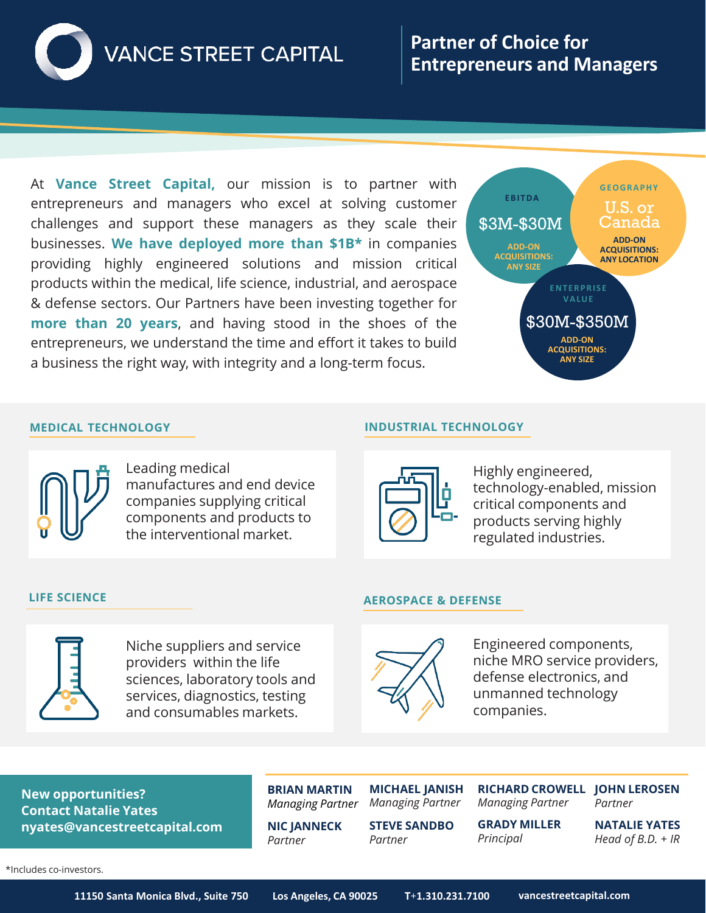# VANCE STREET CAPITAL

## Partner of Choice for Entrepreneurs and Managers

At **Vance Street Capital,** our mission is to partner with entrepreneurs and managers who excel at solving customer challenges and support these managers as they scale their businesses. **We have deployed more than $1B*** in companies providing highly engineered solutions and mission critical products within the medical, life science, industrial, and aerospace & defense sectors. Our Partners have been investing together for **more than 20 years**, and having stood in the shoes of the entrepreneurs, we understand the time and effort it takes to build a business the right way, with integrity and a long-term focus.

**EBITDA**
$3M-$30M
ADD-ON ACQUISITIONS: ANY SIZE

**GEOGRAPHY**
U.S. or Canada
ADD-ON ACQUISITIONS: ANY LOCATION

**ENTERPRISE VALUE**
$30M-$350M
ADD-ON ACQUISITIONS: ANY SIZE

### MEDICAL TECHNOLOGY

Leading medical manufactures and end device companies supplying critical components and products to the interventional market.

### INDUSTRIAL TECHNOLOGY

Highly engineered, technology-enabled, mission critical components and products serving highly regulated industries.

### LIFE SCIENCE

Niche suppliers and service providers within the life sciences, laboratory tools and services, diagnostics, testing and consumables markets.

### AEROSPACE & DEFENSE

Engineered components, niche MRO service providers, defense electronics, and unmanned technology companies.

**New opportunities? Contact Natalie Yates nyates@vancestreetcapital.com**

**BRIAN MARTIN** *Managing Partner*

**MICHAEL JANISH** *Managing Partner*

**RICHARD CROWELL** *Managing Partner*

**JOHN LEROSEN** *Partner*

**NIC JANNECK** *Partner*

**STEVE SANDBO** *Partner*

**GRADY MILLER** *Principal*

**NATALIE YATES** *Head of B.D. + IR*

*Includes co-investors.

11150 Santa Monica Blvd., Suite 750 Los Angeles, CA 90025 T+1.310.231.7100 vancestreetcapital.com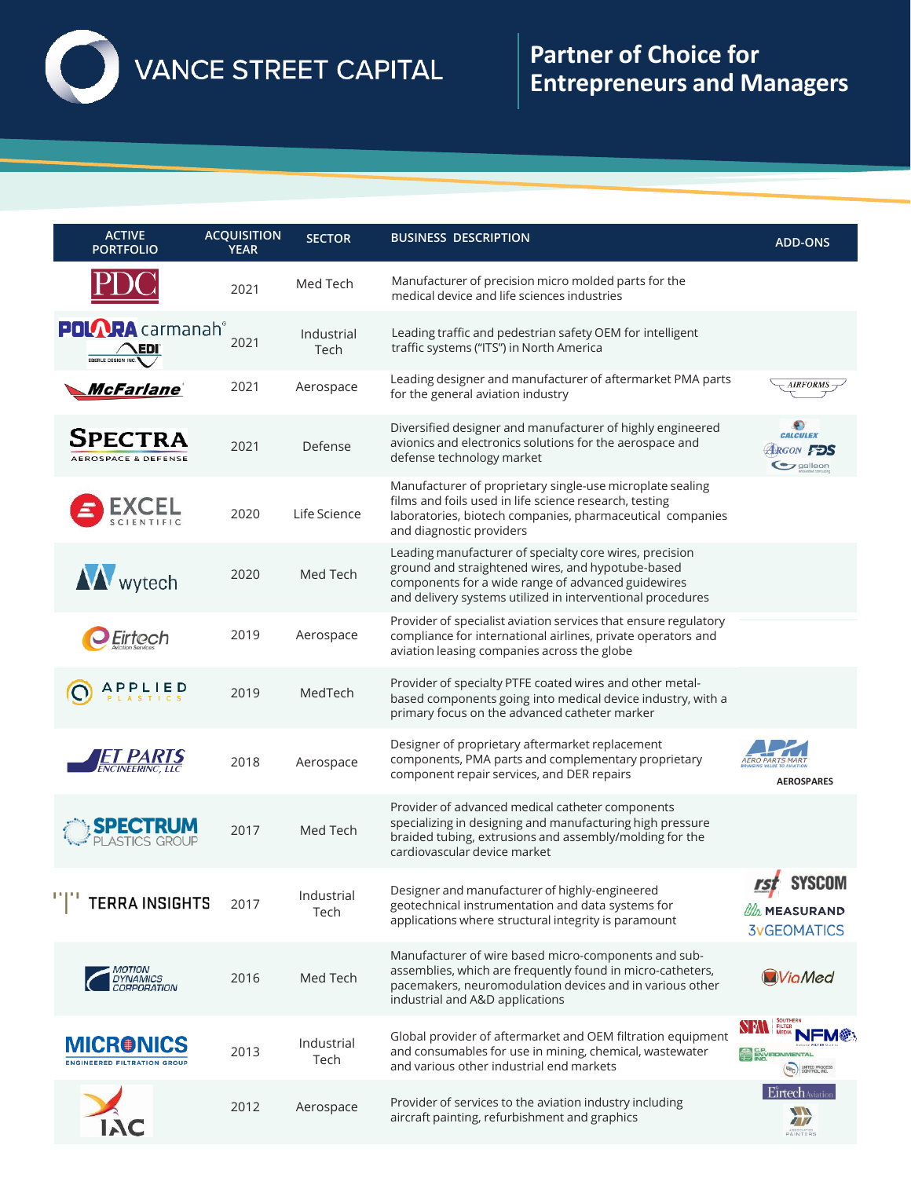# VANCE STREET CAPITAL

## Partner of Choice for Entrepreneurs and Managers

| ACTIVE PORTFOLIO | ACQUISITION YEAR | SECTOR | BUSINESS DESCRIPTION | ADD-ONS |
|---|---|---|---|---|
| PDC | 2021 | Med Tech | Manufacturer of precision micro molded parts for the medical device and life sciences industries | |
| POLARA carmanah EDI EBERLE DESIGN INC. | 2021 | Industrial Tech | Leading traffic and pedestrian safety OEM for intelligent traffic systems ("ITS") in North America | |
| McFarlane | 2021 | Aerospace | Leading designer and manufacturer of aftermarket PMA parts for the general aviation industry | AIRFORMS |
| SPECTRA AEROSPACE & DEFENSE | 2021 | Defense | Diversified designer and manufacturer of highly engineered avionics and electronics solutions for the aerospace and defense technology market | CALCULEX, ARGON, FDS, galleon |
| EXCEL SCIENTIFIC | 2020 | Life Science | Manufacturer of proprietary single-use microplate sealing films and foils used in life science research, testing laboratories, biotech companies, pharmaceutical companies and diagnostic providers | |
| wytech | 2020 | Med Tech | Leading manufacturer of specialty core wires, precision ground and straightened wires, and hypotube-based components for a wide range of advanced guidewires and delivery systems utilized in interventional procedures | |
| Eirtech Aviation Services | 2019 | Aerospace | Provider of specialist aviation services that ensure regulatory compliance for international airlines, private operators and aviation leasing companies across the globe | |
| APPLIED PLASTICS | 2019 | MedTech | Provider of specialty PTFE coated wires and other metal-based components going into medical device industry, with a primary focus on the advanced catheter marker | |
| JET PARTS ENGINEERING, LLC | 2018 | Aerospace | Designer of proprietary aftermarket replacement components, PMA parts and complementary proprietary component repair services, and DER repairs | APM AERO PARTS MART, AEROSPARES |
| SPECTRUM PLASTICS GROUP | 2017 | Med Tech | Provider of advanced medical catheter components specializing in designing and manufacturing high pressure braided tubing, extrusions and assembly/molding for the cardiovascular device market | |
| TERRA INSIGHTS | 2017 | Industrial Tech | Designer and manufacturer of highly-engineered geotechnical instrumentation and data systems for applications where structural integrity is paramount | rst, SYSCOM, MEASURAND, 3vGEOMATICS |
| MOTION DYNAMICS CORPORATION | 2016 | Med Tech | Manufacturer of wire based micro-components and sub-assemblies, which are frequently found in micro-catheters, pacemakers, neuromodulation devices and in various other industrial and A&D applications | ViaMed |
| MICRONICS ENGINEERED FILTRATION GROUP | 2013 | Industrial Tech | Global provider of aftermarket and OEM filtration equipment and consumables for use in mining, chemical, wastewater and various other industrial end markets | SFM SOUTHERN FILTER MEDIA, NFM, C.P. ENVIRONMENTAL INC., UNITED PROCESS CONTROL INC. |
| IAC | 2012 | Aerospace | Provider of services to the aviation industry including aircraft painting, refurbishment and graphics | Eirtech Aviation, PAINTERS |